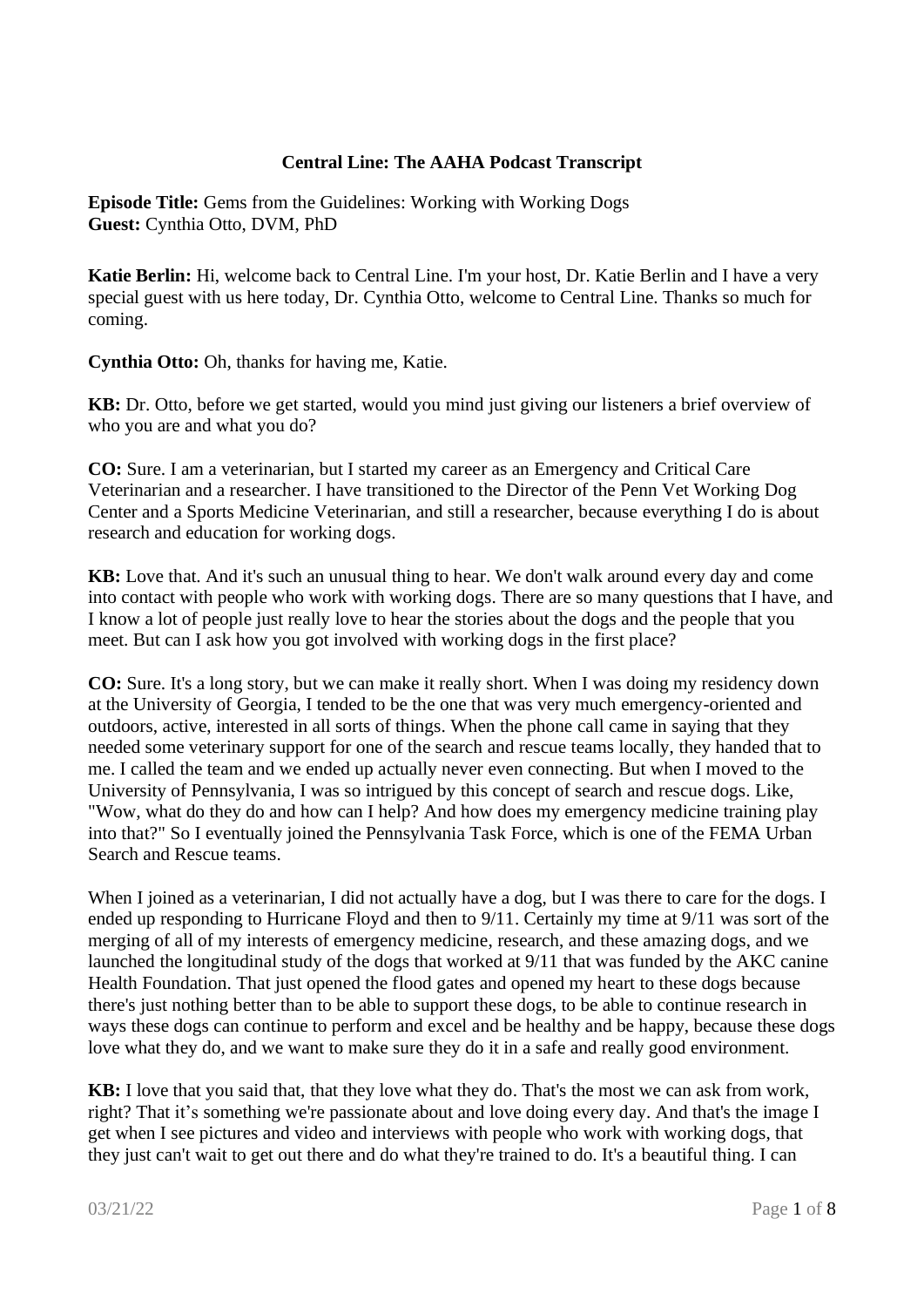**Central Line: The AAHA Podcast Transcript**

**Episode Title:** Gems from the Guidelines: Working with Working Dogs
**Guest:** Cynthia Otto, DVM, PhD

**Katie Berlin:** Hi, welcome back to Central Line. I'm your host, Dr. Katie Berlin and I have a very special guest with us here today, Dr. Cynthia Otto, welcome to Central Line. Thanks so much for coming.

**Cynthia Otto:** Oh, thanks for having me, Katie.

**KB:** Dr. Otto, before we get started, would you mind just giving our listeners a brief overview of who you are and what you do?

**CO:** Sure. I am a veterinarian, but I started my career as an Emergency and Critical Care Veterinarian and a researcher. I have transitioned to the Director of the Penn Vet Working Dog Center and a Sports Medicine Veterinarian, and still a researcher, because everything I do is about research and education for working dogs.

**KB:** Love that. And it's such an unusual thing to hear. We don't walk around every day and come into contact with people who work with working dogs. There are so many questions that I have, and I know a lot of people just really love to hear the stories about the dogs and the people that you meet. But can I ask how you got involved with working dogs in the first place?

**CO:** Sure. It's a long story, but we can make it really short. When I was doing my residency down at the University of Georgia, I tended to be the one that was very much emergency-oriented and outdoors, active, interested in all sorts of things. When the phone call came in saying that they needed some veterinary support for one of the search and rescue teams locally, they handed that to me. I called the team and we ended up actually never even connecting. But when I moved to the University of Pennsylvania, I was so intrigued by this concept of search and rescue dogs. Like, "Wow, what do they do and how can I help? And how does my emergency medicine training play into that?" So I eventually joined the Pennsylvania Task Force, which is one of the FEMA Urban Search and Rescue teams.

When I joined as a veterinarian, I did not actually have a dog, but I was there to care for the dogs. I ended up responding to Hurricane Floyd and then to 9/11. Certainly my time at 9/11 was sort of the merging of all of my interests of emergency medicine, research, and these amazing dogs, and we launched the longitudinal study of the dogs that worked at 9/11 that was funded by the AKC canine Health Foundation. That just opened the flood gates and opened my heart to these dogs because there's just nothing better than to be able to support these dogs, to be able to continue research in ways these dogs can continue to perform and excel and be healthy and be happy, because these dogs love what they do, and we want to make sure they do it in a safe and really good environment.

**KB:** I love that you said that, that they love what they do. That's the most we can ask from work, right? That it's something we're passionate about and love doing every day. And that's the image I get when I see pictures and video and interviews with people who work with working dogs, that they just can't wait to get out there and do what they're trained to do. It's a beautiful thing. I can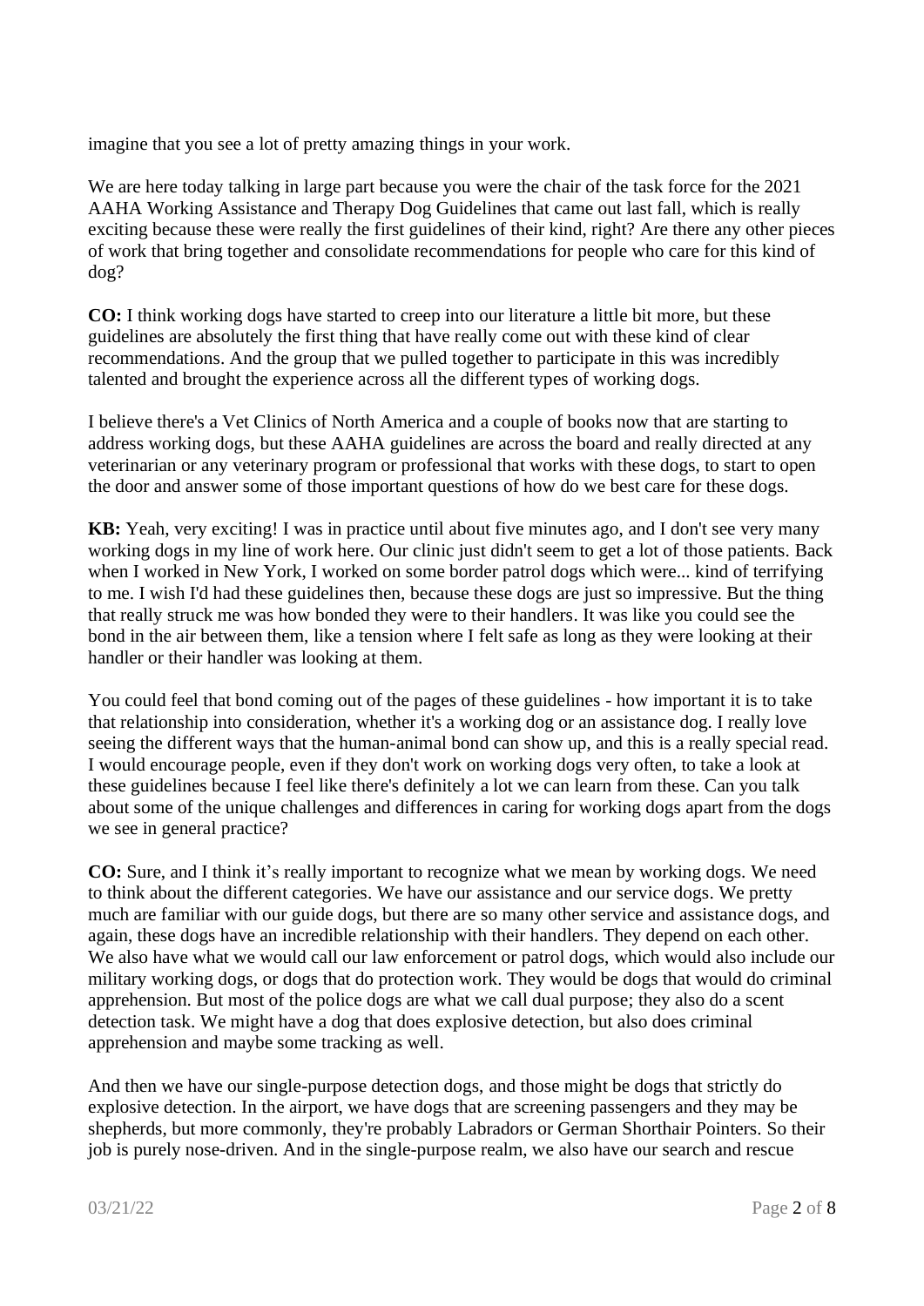imagine that you see a lot of pretty amazing things in your work.

We are here today talking in large part because you were the chair of the task force for the 2021 AAHA Working Assistance and Therapy Dog Guidelines that came out last fall, which is really exciting because these were really the first guidelines of their kind, right? Are there any other pieces of work that bring together and consolidate recommendations for people who care for this kind of dog?

**CO:** I think working dogs have started to creep into our literature a little bit more, but these guidelines are absolutely the first thing that have really come out with these kind of clear recommendations. And the group that we pulled together to participate in this was incredibly talented and brought the experience across all the different types of working dogs.

I believe there's a Vet Clinics of North America and a couple of books now that are starting to address working dogs, but these AAHA guidelines are across the board and really directed at any veterinarian or any veterinary program or professional that works with these dogs, to start to open the door and answer some of those important questions of how do we best care for these dogs.

**KB:** Yeah, very exciting! I was in practice until about five minutes ago, and I don't see very many working dogs in my line of work here. Our clinic just didn't seem to get a lot of those patients. Back when I worked in New York, I worked on some border patrol dogs which were... kind of terrifying to me. I wish I'd had these guidelines then, because these dogs are just so impressive. But the thing that really struck me was how bonded they were to their handlers. It was like you could see the bond in the air between them, like a tension where I felt safe as long as they were looking at their handler or their handler was looking at them.

You could feel that bond coming out of the pages of these guidelines - how important it is to take that relationship into consideration, whether it's a working dog or an assistance dog. I really love seeing the different ways that the human-animal bond can show up, and this is a really special read. I would encourage people, even if they don't work on working dogs very often, to take a look at these guidelines because I feel like there's definitely a lot we can learn from these. Can you talk about some of the unique challenges and differences in caring for working dogs apart from the dogs we see in general practice?

**CO:** Sure, and I think it's really important to recognize what we mean by working dogs. We need to think about the different categories. We have our assistance and our service dogs. We pretty much are familiar with our guide dogs, but there are so many other service and assistance dogs, and again, these dogs have an incredible relationship with their handlers. They depend on each other. We also have what we would call our law enforcement or patrol dogs, which would also include our military working dogs, or dogs that do protection work. They would be dogs that would do criminal apprehension. But most of the police dogs are what we call dual purpose; they also do a scent detection task. We might have a dog that does explosive detection, but also does criminal apprehension and maybe some tracking as well.

And then we have our single-purpose detection dogs, and those might be dogs that strictly do explosive detection. In the airport, we have dogs that are screening passengers and they may be shepherds, but more commonly, they're probably Labradors or German Shorthair Pointers. So their job is purely nose-driven. And in the single-purpose realm, we also have our search and rescue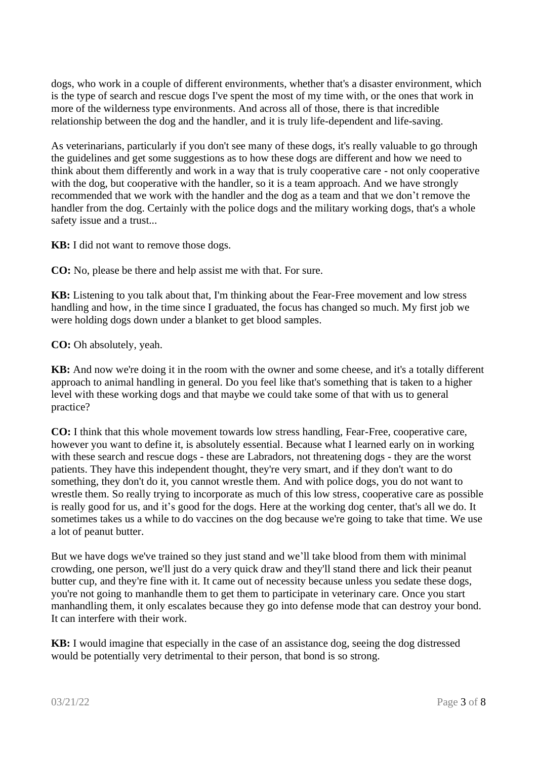dogs, who work in a couple of different environments, whether that's a disaster environment, which is the type of search and rescue dogs I've spent the most of my time with, or the ones that work in more of the wilderness type environments. And across all of those, there is that incredible relationship between the dog and the handler, and it is truly life-dependent and life-saving.

As veterinarians, particularly if you don't see many of these dogs, it's really valuable to go through the guidelines and get some suggestions as to how these dogs are different and how we need to think about them differently and work in a way that is truly cooperative care - not only cooperative with the dog, but cooperative with the handler, so it is a team approach. And we have strongly recommended that we work with the handler and the dog as a team and that we don't remove the handler from the dog. Certainly with the police dogs and the military working dogs, that's a whole safety issue and a trust...

**KB:** I did not want to remove those dogs.

**CO:** No, please be there and help assist me with that. For sure.

**KB:** Listening to you talk about that, I'm thinking about the Fear-Free movement and low stress handling and how, in the time since I graduated, the focus has changed so much. My first job we were holding dogs down under a blanket to get blood samples.

**CO:** Oh absolutely, yeah.

**KB:** And now we're doing it in the room with the owner and some cheese, and it's a totally different approach to animal handling in general. Do you feel like that's something that is taken to a higher level with these working dogs and that maybe we could take some of that with us to general practice?

**CO:** I think that this whole movement towards low stress handling, Fear-Free, cooperative care, however you want to define it, is absolutely essential. Because what I learned early on in working with these search and rescue dogs - these are Labradors, not threatening dogs - they are the worst patients. They have this independent thought, they're very smart, and if they don't want to do something, they don't do it, you cannot wrestle them. And with police dogs, you do not want to wrestle them. So really trying to incorporate as much of this low stress, cooperative care as possible is really good for us, and it's good for the dogs. Here at the working dog center, that's all we do. It sometimes takes us a while to do vaccines on the dog because we're going to take that time. We use a lot of peanut butter.

But we have dogs we've trained so they just stand and we'll take blood from them with minimal crowding, one person, we'll just do a very quick draw and they'll stand there and lick their peanut butter cup, and they're fine with it. It came out of necessity because unless you sedate these dogs, you're not going to manhandle them to get them to participate in veterinary care. Once you start manhandling them, it only escalates because they go into defense mode that can destroy your bond. It can interfere with their work.

**KB:** I would imagine that especially in the case of an assistance dog, seeing the dog distressed would be potentially very detrimental to their person, that bond is so strong.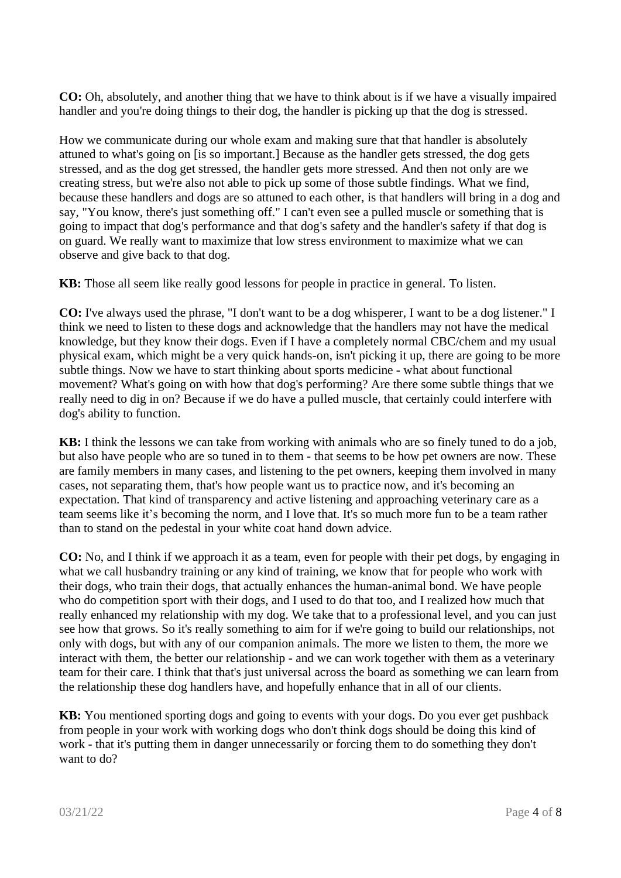**CO:** Oh, absolutely, and another thing that we have to think about is if we have a visually impaired handler and you're doing things to their dog, the handler is picking up that the dog is stressed.

How we communicate during our whole exam and making sure that that handler is absolutely attuned to what's going on [is so important.] Because as the handler gets stressed, the dog gets stressed, and as the dog get stressed, the handler gets more stressed. And then not only are we creating stress, but we're also not able to pick up some of those subtle findings. What we find, because these handlers and dogs are so attuned to each other, is that handlers will bring in a dog and say, "You know, there's just something off." I can't even see a pulled muscle or something that is going to impact that dog's performance and that dog's safety and the handler's safety if that dog is on guard. We really want to maximize that low stress environment to maximize what we can observe and give back to that dog.

**KB:** Those all seem like really good lessons for people in practice in general. To listen.

**CO:** I've always used the phrase, "I don't want to be a dog whisperer, I want to be a dog listener." I think we need to listen to these dogs and acknowledge that the handlers may not have the medical knowledge, but they know their dogs. Even if I have a completely normal CBC/chem and my usual physical exam, which might be a very quick hands-on, isn't picking it up, there are going to be more subtle things. Now we have to start thinking about sports medicine - what about functional movement? What's going on with how that dog's performing? Are there some subtle things that we really need to dig in on? Because if we do have a pulled muscle, that certainly could interfere with dog's ability to function.

**KB:** I think the lessons we can take from working with animals who are so finely tuned to do a job, but also have people who are so tuned in to them - that seems to be how pet owners are now. These are family members in many cases, and listening to the pet owners, keeping them involved in many cases, not separating them, that's how people want us to practice now, and it's becoming an expectation. That kind of transparency and active listening and approaching veterinary care as a team seems like it's becoming the norm, and I love that. It's so much more fun to be a team rather than to stand on the pedestal in your white coat hand down advice.

**CO:** No, and I think if we approach it as a team, even for people with their pet dogs, by engaging in what we call husbandry training or any kind of training, we know that for people who work with their dogs, who train their dogs, that actually enhances the human-animal bond. We have people who do competition sport with their dogs, and I used to do that too, and I realized how much that really enhanced my relationship with my dog. We take that to a professional level, and you can just see how that grows. So it's really something to aim for if we're going to build our relationships, not only with dogs, but with any of our companion animals. The more we listen to them, the more we interact with them, the better our relationship - and we can work together with them as a veterinary team for their care. I think that that's just universal across the board as something we can learn from the relationship these dog handlers have, and hopefully enhance that in all of our clients.

**KB:** You mentioned sporting dogs and going to events with your dogs. Do you ever get pushback from people in your work with working dogs who don't think dogs should be doing this kind of work - that it's putting them in danger unnecessarily or forcing them to do something they don't want to do?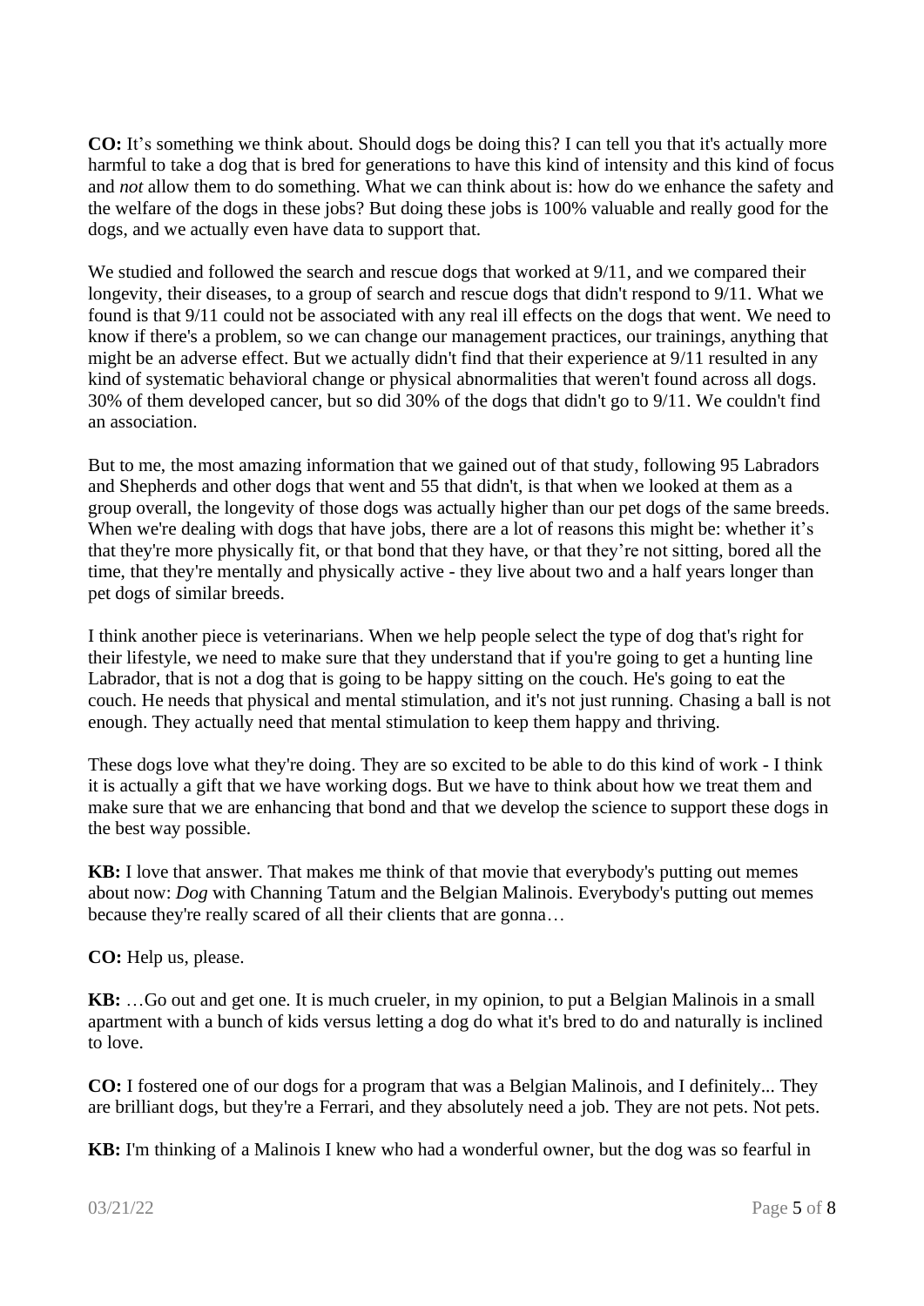**CO:** It's something we think about. Should dogs be doing this? I can tell you that it's actually more harmful to take a dog that is bred for generations to have this kind of intensity and this kind of focus and *not* allow them to do something. What we can think about is: how do we enhance the safety and the welfare of the dogs in these jobs? But doing these jobs is 100% valuable and really good for the dogs, and we actually even have data to support that.

We studied and followed the search and rescue dogs that worked at 9/11, and we compared their longevity, their diseases, to a group of search and rescue dogs that didn't respond to 9/11. What we found is that 9/11 could not be associated with any real ill effects on the dogs that went. We need to know if there's a problem, so we can change our management practices, our trainings, anything that might be an adverse effect. But we actually didn't find that their experience at 9/11 resulted in any kind of systematic behavioral change or physical abnormalities that weren't found across all dogs. 30% of them developed cancer, but so did 30% of the dogs that didn't go to 9/11. We couldn't find an association.

But to me, the most amazing information that we gained out of that study, following 95 Labradors and Shepherds and other dogs that went and 55 that didn't, is that when we looked at them as a group overall, the longevity of those dogs was actually higher than our pet dogs of the same breeds. When we're dealing with dogs that have jobs, there are a lot of reasons this might be: whether it's that they're more physically fit, or that bond that they have, or that they're not sitting, bored all the time, that they're mentally and physically active - they live about two and a half years longer than pet dogs of similar breeds.

I think another piece is veterinarians. When we help people select the type of dog that's right for their lifestyle, we need to make sure that they understand that if you're going to get a hunting line Labrador, that is not a dog that is going to be happy sitting on the couch. He's going to eat the couch. He needs that physical and mental stimulation, and it's not just running. Chasing a ball is not enough. They actually need that mental stimulation to keep them happy and thriving.

These dogs love what they're doing. They are so excited to be able to do this kind of work - I think it is actually a gift that we have working dogs. But we have to think about how we treat them and make sure that we are enhancing that bond and that we develop the science to support these dogs in the best way possible.

**KB:** I love that answer. That makes me think of that movie that everybody's putting out memes about now: *Dog* with Channing Tatum and the Belgian Malinois. Everybody's putting out memes because they're really scared of all their clients that are gonna…

**CO:** Help us, please.

**KB:** …Go out and get one. It is much crueler, in my opinion, to put a Belgian Malinois in a small apartment with a bunch of kids versus letting a dog do what it's bred to do and naturally is inclined to love.

**CO:** I fostered one of our dogs for a program that was a Belgian Malinois, and I definitely... They are brilliant dogs, but they're a Ferrari, and they absolutely need a job. They are not pets. Not pets.

**KB:** I'm thinking of a Malinois I knew who had a wonderful owner, but the dog was so fearful in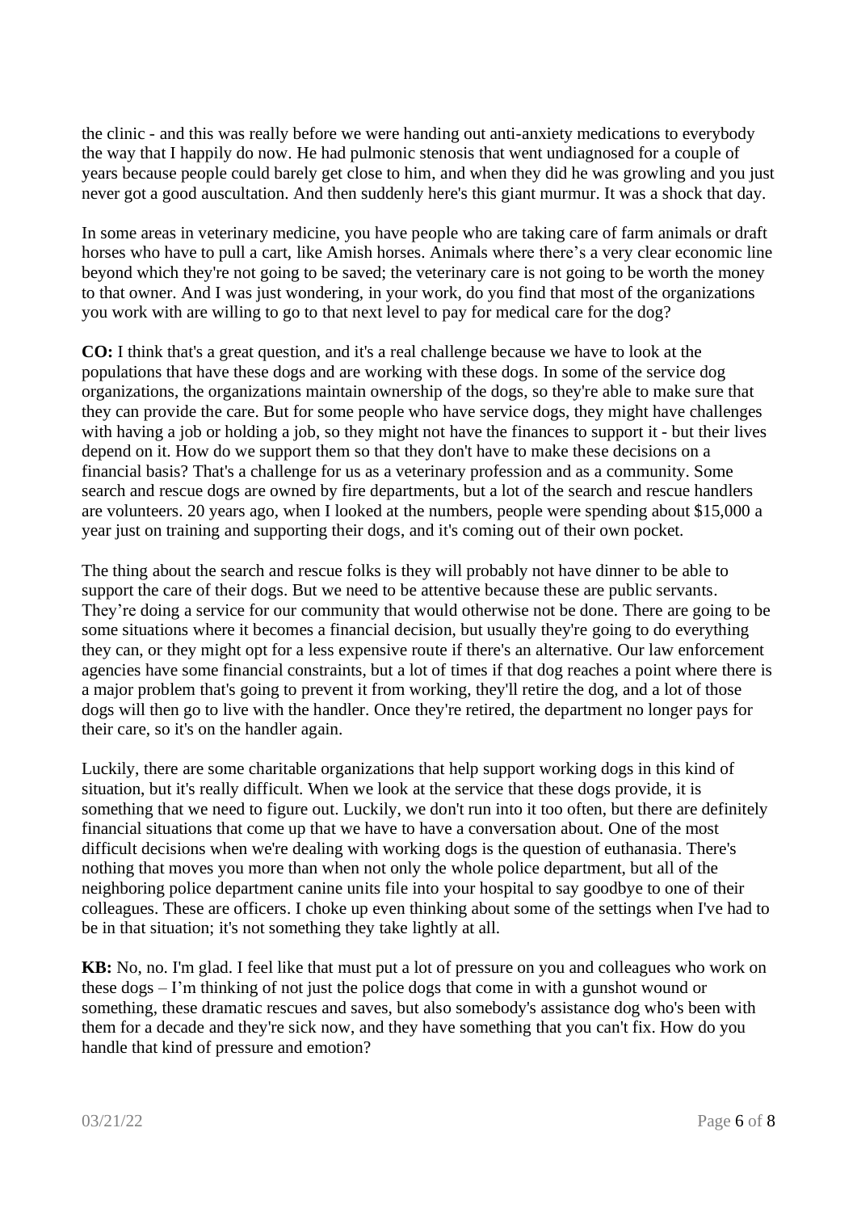the clinic - and this was really before we were handing out anti-anxiety medications to everybody the way that I happily do now. He had pulmonic stenosis that went undiagnosed for a couple of years because people could barely get close to him, and when they did he was growling and you just never got a good auscultation. And then suddenly here's this giant murmur. It was a shock that day.

In some areas in veterinary medicine, you have people who are taking care of farm animals or draft horses who have to pull a cart, like Amish horses. Animals where there's a very clear economic line beyond which they're not going to be saved; the veterinary care is not going to be worth the money to that owner. And I was just wondering, in your work, do you find that most of the organizations you work with are willing to go to that next level to pay for medical care for the dog?

**CO:** I think that's a great question, and it's a real challenge because we have to look at the populations that have these dogs and are working with these dogs. In some of the service dog organizations, the organizations maintain ownership of the dogs, so they're able to make sure that they can provide the care. But for some people who have service dogs, they might have challenges with having a job or holding a job, so they might not have the finances to support it - but their lives depend on it. How do we support them so that they don't have to make these decisions on a financial basis? That's a challenge for us as a veterinary profession and as a community. Some search and rescue dogs are owned by fire departments, but a lot of the search and rescue handlers are volunteers. 20 years ago, when I looked at the numbers, people were spending about $15,000 a year just on training and supporting their dogs, and it's coming out of their own pocket.

The thing about the search and rescue folks is they will probably not have dinner to be able to support the care of their dogs. But we need to be attentive because these are public servants. They're doing a service for our community that would otherwise not be done. There are going to be some situations where it becomes a financial decision, but usually they're going to do everything they can, or they might opt for a less expensive route if there's an alternative. Our law enforcement agencies have some financial constraints, but a lot of times if that dog reaches a point where there is a major problem that's going to prevent it from working, they'll retire the dog, and a lot of those dogs will then go to live with the handler. Once they're retired, the department no longer pays for their care, so it's on the handler again.

Luckily, there are some charitable organizations that help support working dogs in this kind of situation, but it's really difficult. When we look at the service that these dogs provide, it is something that we need to figure out. Luckily, we don't run into it too often, but there are definitely financial situations that come up that we have to have a conversation about. One of the most difficult decisions when we're dealing with working dogs is the question of euthanasia. There's nothing that moves you more than when not only the whole police department, but all of the neighboring police department canine units file into your hospital to say goodbye to one of their colleagues. These are officers. I choke up even thinking about some of the settings when I've had to be in that situation; it's not something they take lightly at all.

**KB:** No, no. I'm glad. I feel like that must put a lot of pressure on you and colleagues who work on these dogs – I'm thinking of not just the police dogs that come in with a gunshot wound or something, these dramatic rescues and saves, but also somebody's assistance dog who's been with them for a decade and they're sick now, and they have something that you can't fix. How do you handle that kind of pressure and emotion?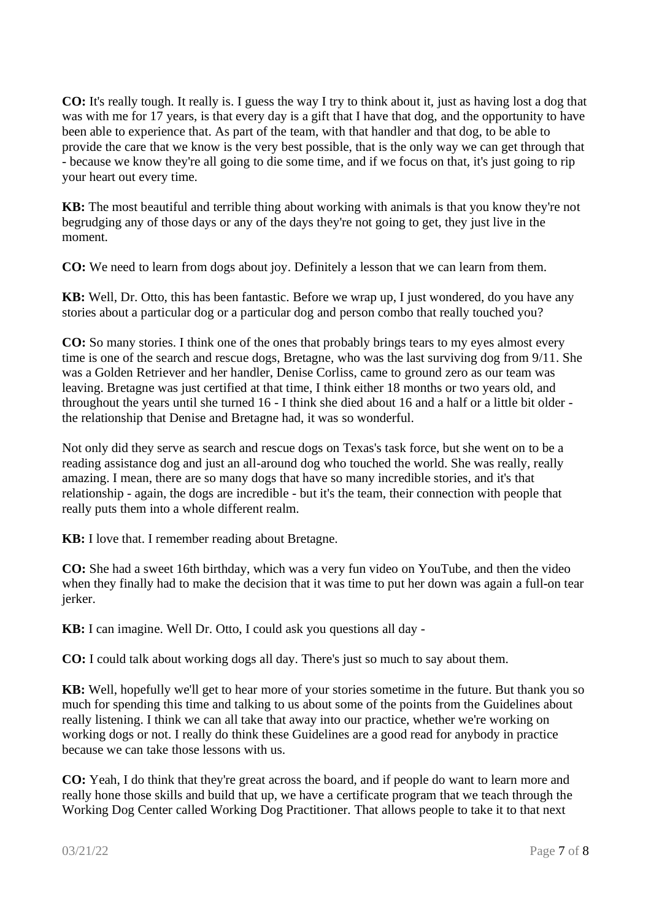**CO:** It's really tough. It really is. I guess the way I try to think about it, just as having lost a dog that was with me for 17 years, is that every day is a gift that I have that dog, and the opportunity to have been able to experience that. As part of the team, with that handler and that dog, to be able to provide the care that we know is the very best possible, that is the only way we can get through that - because we know they're all going to die some time, and if we focus on that, it's just going to rip your heart out every time.

**KB:** The most beautiful and terrible thing about working with animals is that you know they're not begrudging any of those days or any of the days they're not going to get, they just live in the moment.

**CO:** We need to learn from dogs about joy. Definitely a lesson that we can learn from them.

**KB:** Well, Dr. Otto, this has been fantastic. Before we wrap up, I just wondered, do you have any stories about a particular dog or a particular dog and person combo that really touched you?

**CO:** So many stories. I think one of the ones that probably brings tears to my eyes almost every time is one of the search and rescue dogs, Bretagne, who was the last surviving dog from 9/11. She was a Golden Retriever and her handler, Denise Corliss, came to ground zero as our team was leaving. Bretagne was just certified at that time, I think either 18 months or two years old, and throughout the years until she turned 16 - I think she died about 16 and a half or a little bit older - the relationship that Denise and Bretagne had, it was so wonderful.

Not only did they serve as search and rescue dogs on Texas's task force, but she went on to be a reading assistance dog and just an all-around dog who touched the world. She was really, really amazing. I mean, there are so many dogs that have so many incredible stories, and it's that relationship - again, the dogs are incredible - but it's the team, their connection with people that really puts them into a whole different realm.

**KB:** I love that. I remember reading about Bretagne.

**CO:** She had a sweet 16th birthday, which was a very fun video on YouTube, and then the video when they finally had to make the decision that it was time to put her down was again a full-on tear jerker.

**KB:** I can imagine. Well Dr. Otto, I could ask you questions all day -

**CO:** I could talk about working dogs all day. There's just so much to say about them.

**KB:** Well, hopefully we'll get to hear more of your stories sometime in the future. But thank you so much for spending this time and talking to us about some of the points from the Guidelines about really listening. I think we can all take that away into our practice, whether we're working on working dogs or not. I really do think these Guidelines are a good read for anybody in practice because we can take those lessons with us.

**CO:** Yeah, I do think that they're great across the board, and if people do want to learn more and really hone those skills and build that up, we have a certificate program that we teach through the Working Dog Center called Working Dog Practitioner. That allows people to take it to that next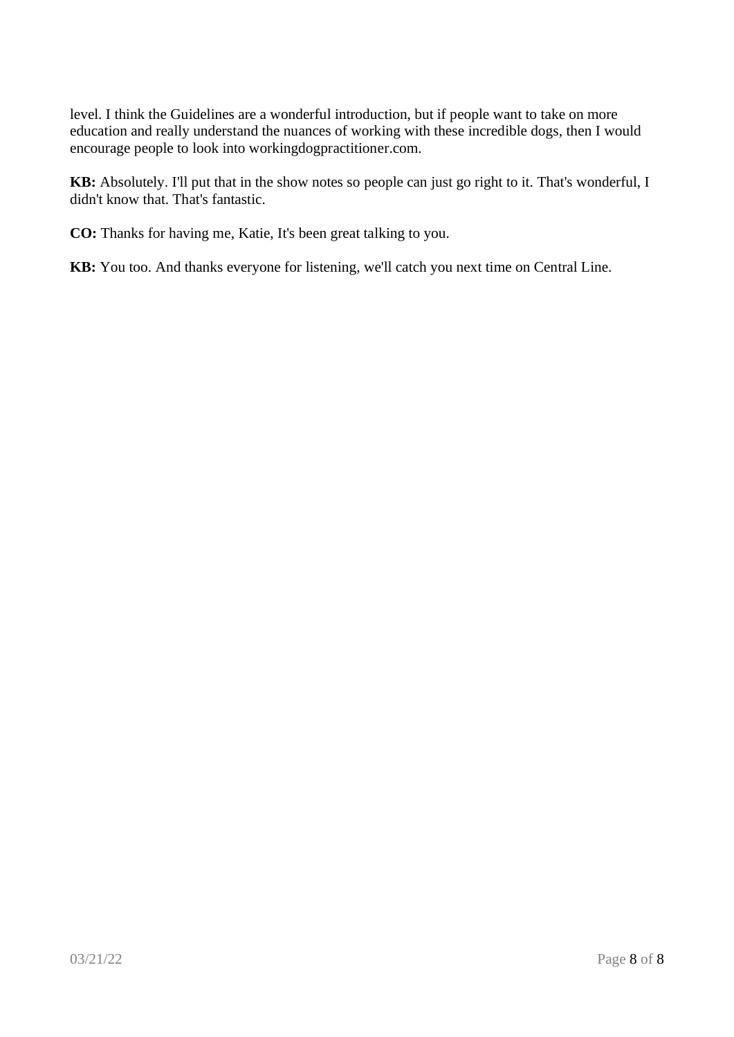level. I think the Guidelines are a wonderful introduction, but if people want to take on more education and really understand the nuances of working with these incredible dogs, then I would encourage people to look into workingdogpractitioner.com.

**KB:** Absolutely. I'll put that in the show notes so people can just go right to it. That's wonderful, I didn't know that. That's fantastic.

**CO:** Thanks for having me, Katie, It's been great talking to you.

**KB:** You too. And thanks everyone for listening, we'll catch you next time on Central Line.